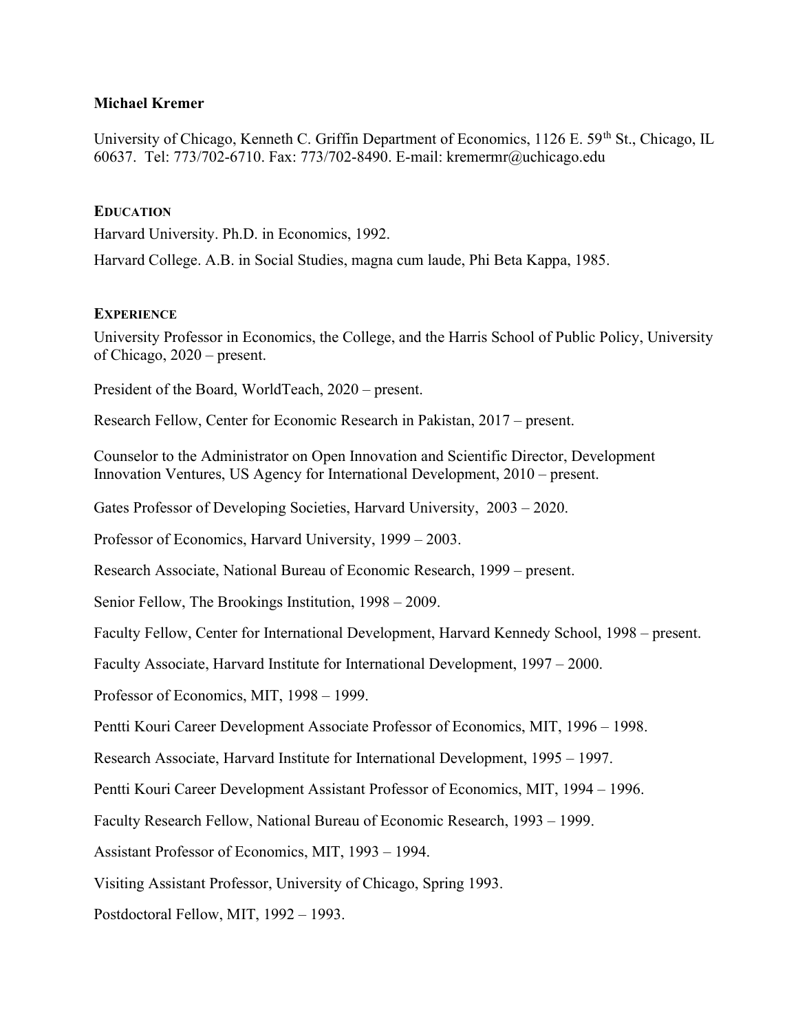**Michael Kremer**

University of Chicago, Kenneth C. Griffin Department of Economics, 1126 E. 59th St., Chicago, IL 60637. Tel: 773/702-6710. Fax: 773/702-8490. E-mail: kremermr@uchicago.edu

## EDUCATION

Harvard University. Ph.D. in Economics, 1992.

Harvard College. A.B. in Social Studies, magna cum laude, Phi Beta Kappa, 1985.

## EXPERIENCE

University Professor in Economics, the College, and the Harris School of Public Policy, University of Chicago, 2020 – present.

President of the Board, WorldTeach, 2020 – present.

Research Fellow, Center for Economic Research in Pakistan, 2017 – present.

Counselor to the Administrator on Open Innovation and Scientific Director, Development Innovation Ventures, US Agency for International Development, 2010 – present.

Gates Professor of Developing Societies, Harvard University, 2003 – 2020.

Professor of Economics, Harvard University, 1999 – 2003.

Research Associate, National Bureau of Economic Research, 1999 – present.

Senior Fellow, The Brookings Institution, 1998 – 2009.

Faculty Fellow, Center for International Development, Harvard Kennedy School, 1998 – present.

Faculty Associate, Harvard Institute for International Development, 1997 – 2000.

Professor of Economics, MIT, 1998 – 1999.

Pentti Kouri Career Development Associate Professor of Economics, MIT, 1996 – 1998.

Research Associate, Harvard Institute for International Development, 1995 – 1997.

Pentti Kouri Career Development Assistant Professor of Economics, MIT, 1994 – 1996.

Faculty Research Fellow, National Bureau of Economic Research, 1993 – 1999.

Assistant Professor of Economics, MIT, 1993 – 1994.

Visiting Assistant Professor, University of Chicago, Spring 1993.

Postdoctoral Fellow, MIT, 1992 – 1993.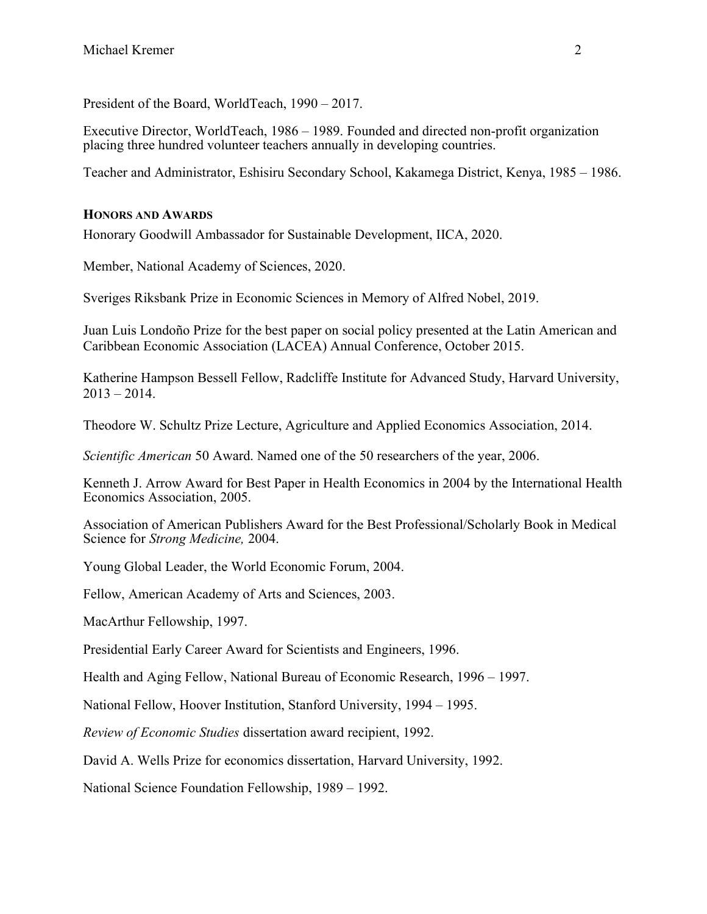President of the Board, WorldTeach, 1990 – 2017.

Executive Director, WorldTeach, 1986 – 1989. Founded and directed non-profit organization placing three hundred volunteer teachers annually in developing countries.

Teacher and Administrator, Eshisiru Secondary School, Kakamega District, Kenya, 1985 – 1986.

## HONORS AND AWARDS

Honorary Goodwill Ambassador for Sustainable Development, IICA, 2020.

Member, National Academy of Sciences, 2020.

Sveriges Riksbank Prize in Economic Sciences in Memory of Alfred Nobel, 2019.

Juan Luis Londoño Prize for the best paper on social policy presented at the Latin American and Caribbean Economic Association (LACEA) Annual Conference, October 2015.

Katherine Hampson Bessell Fellow, Radcliffe Institute for Advanced Study, Harvard University, 2013 – 2014.

Theodore W. Schultz Prize Lecture, Agriculture and Applied Economics Association, 2014.

*Scientific American* 50 Award. Named one of the 50 researchers of the year, 2006.

Kenneth J. Arrow Award for Best Paper in Health Economics in 2004 by the International Health Economics Association, 2005.

Association of American Publishers Award for the Best Professional/Scholarly Book in Medical Science for *Strong Medicine,* 2004.

Young Global Leader, the World Economic Forum, 2004.

Fellow, American Academy of Arts and Sciences, 2003.

MacArthur Fellowship, 1997.

Presidential Early Career Award for Scientists and Engineers, 1996.

Health and Aging Fellow, National Bureau of Economic Research, 1996 – 1997.

National Fellow, Hoover Institution, Stanford University, 1994 – 1995.

*Review of Economic Studies* dissertation award recipient, 1992.

David A. Wells Prize for economics dissertation, Harvard University, 1992.

National Science Foundation Fellowship, 1989 – 1992.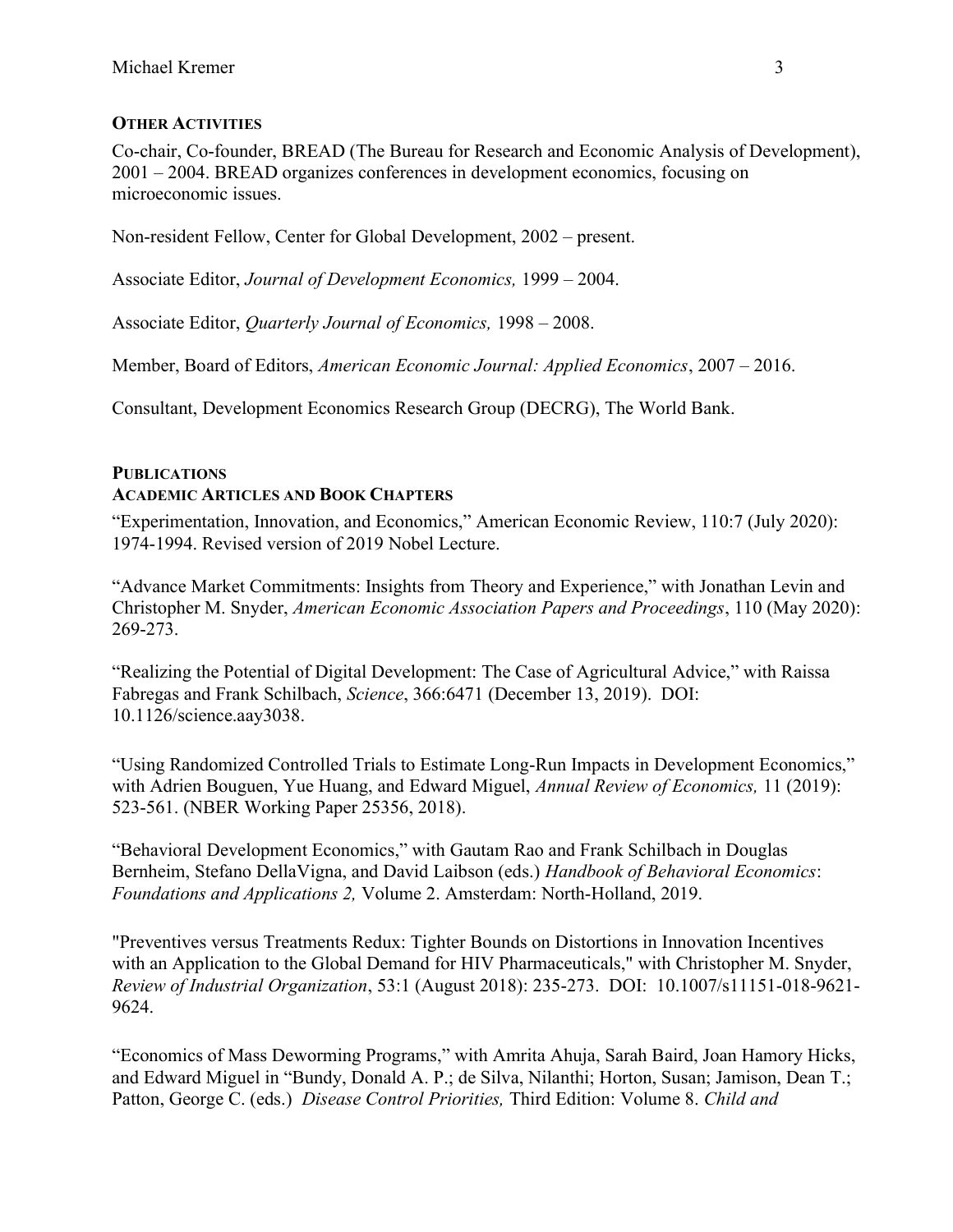## OTHER ACTIVITIES

Co-chair, Co-founder, BREAD (The Bureau for Research and Economic Analysis of Development), 2001 – 2004. BREAD organizes conferences in development economics, focusing on microeconomic issues.

Non-resident Fellow, Center for Global Development, 2002 – present.

Associate Editor, *Journal of Development Economics,* 1999 – 2004.

Associate Editor, *Quarterly Journal of Economics,* 1998 – 2008.

Member, Board of Editors, *American Economic Journal: Applied Economics*, 2007 – 2016.

Consultant, Development Economics Research Group (DECRG), The World Bank.

## PUBLICATIONS

### ACADEMIC ARTICLES AND BOOK CHAPTERS

"Experimentation, Innovation, and Economics," American Economic Review, 110:7 (July 2020): 1974-1994. Revised version of 2019 Nobel Lecture.

"Advance Market Commitments: Insights from Theory and Experience," with Jonathan Levin and Christopher M. Snyder, *American Economic Association Papers and Proceedings*, 110 (May 2020): 269-273.

"Realizing the Potential of Digital Development: The Case of Agricultural Advice," with Raissa Fabregas and Frank Schilbach, *Science*, 366:6471 (December 13, 2019). DOI: 10.1126/science.aay3038.

"Using Randomized Controlled Trials to Estimate Long-Run Impacts in Development Economics," with Adrien Bouguen, Yue Huang, and Edward Miguel, *Annual Review of Economics,* 11 (2019): 523-561. (NBER Working Paper 25356, 2018).

"Behavioral Development Economics," with Gautam Rao and Frank Schilbach in Douglas Bernheim, Stefano DellaVigna, and David Laibson (eds.) *Handbook of Behavioral Economics*: *Foundations and Applications 2,* Volume 2. Amsterdam: North-Holland, 2019.

"Preventives versus Treatments Redux: Tighter Bounds on Distortions in Innovation Incentives with an Application to the Global Demand for HIV Pharmaceuticals," with Christopher M. Snyder, *Review of Industrial Organization*, 53:1 (August 2018): 235-273. DOI: 10.1007/s11151-018-9621-9624.

"Economics of Mass Deworming Programs," with Amrita Ahuja, Sarah Baird, Joan Hamory Hicks, and Edward Miguel in "Bundy, Donald A. P.; de Silva, Nilanthi; Horton, Susan; Jamison, Dean T.; Patton, George C. (eds.) *Disease Control Priorities,* Third Edition: Volume 8. *Child and*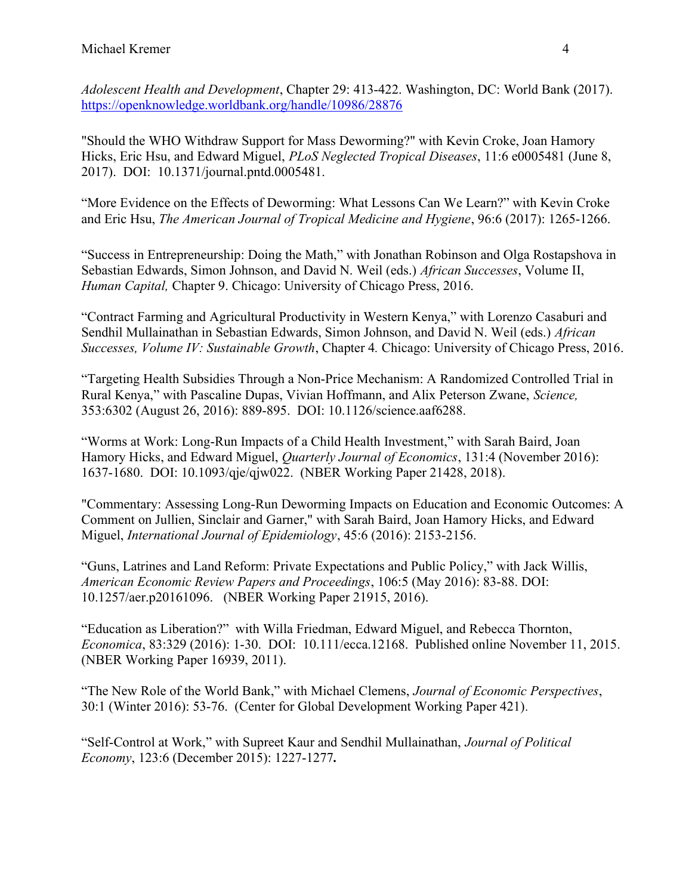*Adolescent Health and Development*, Chapter 29: 413-422. Washington, DC: World Bank (2017). https://openknowledge.worldbank.org/handle/10986/28876

"Should the WHO Withdraw Support for Mass Deworming?" with Kevin Croke, Joan Hamory Hicks, Eric Hsu, and Edward Miguel, *PLoS Neglected Tropical Diseases*, 11:6 e0005481 (June 8, 2017). DOI: 10.1371/journal.pntd.0005481.

"More Evidence on the Effects of Deworming: What Lessons Can We Learn?" with Kevin Croke and Eric Hsu, *The American Journal of Tropical Medicine and Hygiene*, 96:6 (2017): 1265-1266.

"Success in Entrepreneurship: Doing the Math," with Jonathan Robinson and Olga Rostapshova in Sebastian Edwards, Simon Johnson, and David N. Weil (eds.) *African Successes*, Volume II, *Human Capital,* Chapter 9. Chicago: University of Chicago Press, 2016.

"Contract Farming and Agricultural Productivity in Western Kenya," with Lorenzo Casaburi and Sendhil Mullainathan in Sebastian Edwards, Simon Johnson, and David N. Weil (eds.) *African Successes, Volume IV: Sustainable Growth*, Chapter 4. Chicago: University of Chicago Press, 2016.

"Targeting Health Subsidies Through a Non-Price Mechanism: A Randomized Controlled Trial in Rural Kenya," with Pascaline Dupas, Vivian Hoffmann, and Alix Peterson Zwane, *Science,* 353:6302 (August 26, 2016): 889-895. DOI: 10.1126/science.aaf6288.

"Worms at Work: Long-Run Impacts of a Child Health Investment," with Sarah Baird, Joan Hamory Hicks, and Edward Miguel, *Quarterly Journal of Economics*, 131:4 (November 2016): 1637-1680. DOI: 10.1093/qje/qjw022. (NBER Working Paper 21428, 2018).

"Commentary: Assessing Long-Run Deworming Impacts on Education and Economic Outcomes: A Comment on Jullien, Sinclair and Garner," with Sarah Baird, Joan Hamory Hicks, and Edward Miguel, *International Journal of Epidemiology*, 45:6 (2016): 2153-2156.

"Guns, Latrines and Land Reform: Private Expectations and Public Policy," with Jack Willis, *American Economic Review Papers and Proceedings*, 106:5 (May 2016): 83-88. DOI: 10.1257/aer.p20161096. (NBER Working Paper 21915, 2016).

"Education as Liberation?" with Willa Friedman, Edward Miguel, and Rebecca Thornton, *Economica*, 83:329 (2016): 1-30. DOI: 10.111/ecca.12168. Published online November 11, 2015. (NBER Working Paper 16939, 2011).

"The New Role of the World Bank," with Michael Clemens, *Journal of Economic Perspectives*, 30:1 (Winter 2016): 53-76. (Center for Global Development Working Paper 421).

"Self-Control at Work," with Supreet Kaur and Sendhil Mullainathan, *Journal of Political Economy*, 123:6 (December 2015): 1227-1277.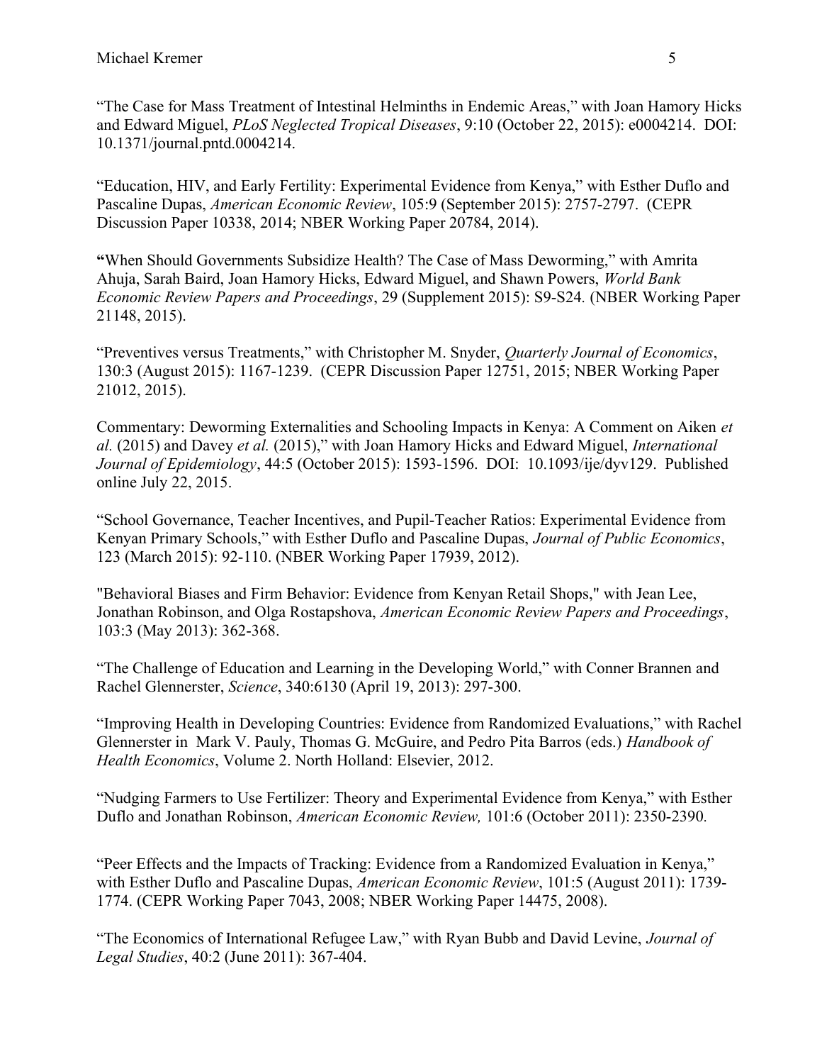"The Case for Mass Treatment of Intestinal Helminths in Endemic Areas," with Joan Hamory Hicks and Edward Miguel, *PLoS Neglected Tropical Diseases*, 9:10 (October 22, 2015): e0004214. DOI: 10.1371/journal.pntd.0004214.

"Education, HIV, and Early Fertility: Experimental Evidence from Kenya," with Esther Duflo and Pascaline Dupas, *American Economic Review*, 105:9 (September 2015): 2757-2797. (CEPR Discussion Paper 10338, 2014; NBER Working Paper 20784, 2014).

**"**When Should Governments Subsidize Health? The Case of Mass Deworming," with Amrita Ahuja, Sarah Baird, Joan Hamory Hicks, Edward Miguel, and Shawn Powers, *World Bank Economic Review Papers and Proceedings*, 29 (Supplement 2015): S9-S24. (NBER Working Paper 21148, 2015).

"Preventives versus Treatments," with Christopher M. Snyder, *Quarterly Journal of Economics*, 130:3 (August 2015): 1167-1239. (CEPR Discussion Paper 12751, 2015; NBER Working Paper 21012, 2015).

Commentary: Deworming Externalities and Schooling Impacts in Kenya: A Comment on Aiken *et al.* (2015) and Davey *et al.* (2015)," with Joan Hamory Hicks and Edward Miguel, *International Journal of Epidemiology*, 44:5 (October 2015): 1593-1596. DOI: 10.1093/ije/dyv129. Published online July 22, 2015.

"School Governance, Teacher Incentives, and Pupil-Teacher Ratios: Experimental Evidence from Kenyan Primary Schools," with Esther Duflo and Pascaline Dupas, *Journal of Public Economics*, 123 (March 2015): 92-110. (NBER Working Paper 17939, 2012).

"Behavioral Biases and Firm Behavior: Evidence from Kenyan Retail Shops," with Jean Lee, Jonathan Robinson, and Olga Rostapshova, *American Economic Review Papers and Proceedings*, 103:3 (May 2013): 362-368.

"The Challenge of Education and Learning in the Developing World," with Conner Brannen and Rachel Glennerster, *Science*, 340:6130 (April 19, 2013): 297-300.

"Improving Health in Developing Countries: Evidence from Randomized Evaluations," with Rachel Glennerster in Mark V. Pauly, Thomas G. McGuire, and Pedro Pita Barros (eds.) *Handbook of Health Economics*, Volume 2. North Holland: Elsevier, 2012.

"Nudging Farmers to Use Fertilizer: Theory and Experimental Evidence from Kenya," with Esther Duflo and Jonathan Robinson, *American Economic Review,* 101:6 (October 2011): 2350-2390.

"Peer Effects and the Impacts of Tracking: Evidence from a Randomized Evaluation in Kenya," with Esther Duflo and Pascaline Dupas, *American Economic Review*, 101:5 (August 2011): 1739-1774. (CEPR Working Paper 7043, 2008; NBER Working Paper 14475, 2008).

"The Economics of International Refugee Law," with Ryan Bubb and David Levine, *Journal of Legal Studies*, 40:2 (June 2011): 367-404.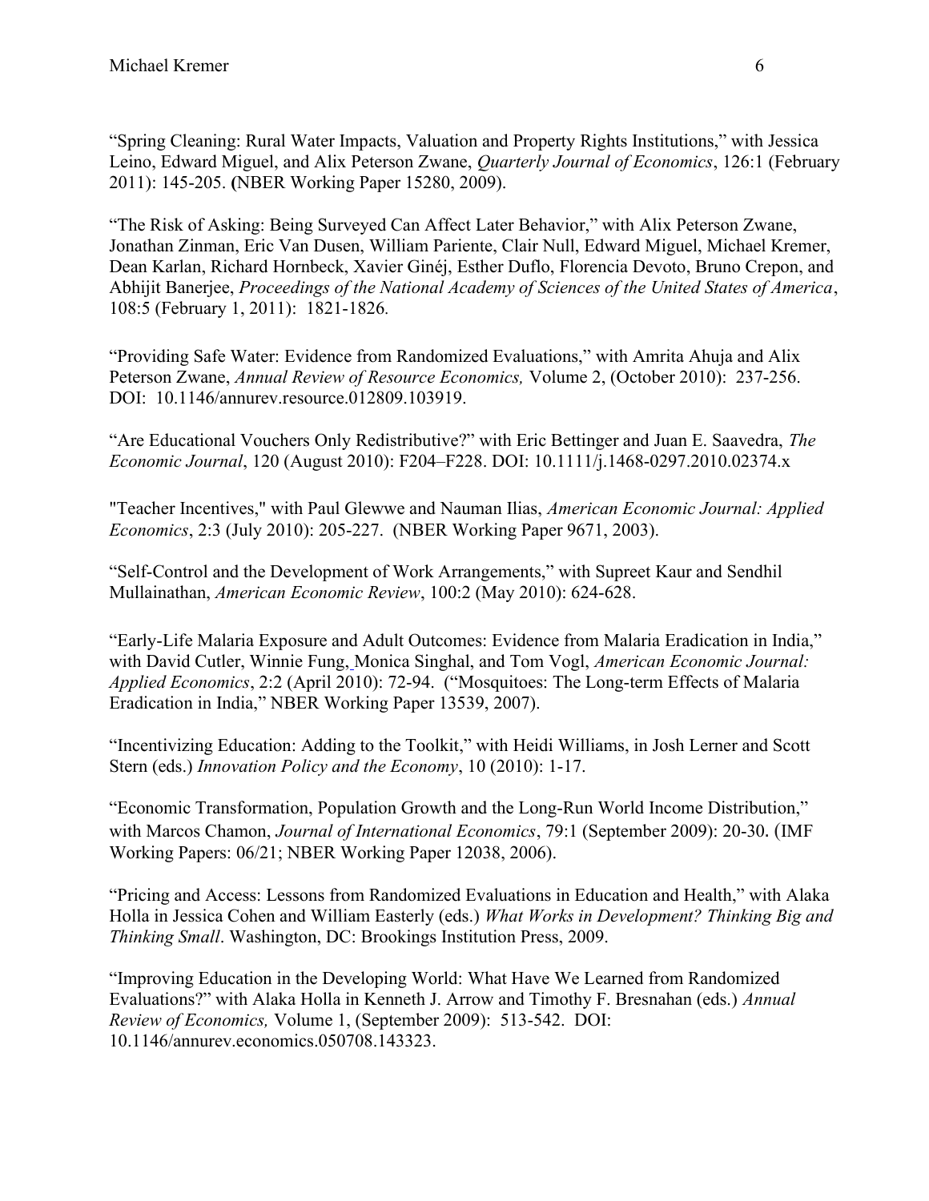"Spring Cleaning: Rural Water Impacts, Valuation and Property Rights Institutions," with Jessica Leino, Edward Miguel, and Alix Peterson Zwane, *Quarterly Journal of Economics*, 126:1 (February 2011): 145-205. **(**NBER Working Paper 15280, 2009).

"The Risk of Asking: Being Surveyed Can Affect Later Behavior," with Alix Peterson Zwane, Jonathan Zinman, Eric Van Dusen, William Pariente, Clair Null, Edward Miguel, Michael Kremer, Dean Karlan, Richard Hornbeck, Xavier Ginéj, Esther Duflo, Florencia Devoto, Bruno Crepon, and Abhijit Banerjee, *Proceedings of the National Academy of Sciences of the United States of America*, 108:5 (February 1, 2011): 1821-1826.

"Providing Safe Water: Evidence from Randomized Evaluations," with Amrita Ahuja and Alix Peterson Zwane, *Annual Review of Resource Economics,* Volume 2, (October 2010): 237-256. DOI: 10.1146/annurev.resource.012809.103919.

"Are Educational Vouchers Only Redistributive?" with Eric Bettinger and Juan E. Saavedra, *The Economic Journal*, 120 (August 2010): F204–F228. DOI: 10.1111/j.1468-0297.2010.02374.x

"Teacher Incentives," with Paul Glewwe and Nauman Ilias, *American Economic Journal: Applied Economics*, 2:3 (July 2010): 205-227. (NBER Working Paper 9671, 2003).

"Self-Control and the Development of Work Arrangements," with Supreet Kaur and Sendhil Mullainathan, *American Economic Review*, 100:2 (May 2010): 624-628.

"Early-Life Malaria Exposure and Adult Outcomes: Evidence from Malaria Eradication in India," with David Cutler, Winnie Fung, Monica Singhal, and Tom Vogl, *American Economic Journal: Applied Economics*, 2:2 (April 2010): 72-94. ("Mosquitoes: The Long-term Effects of Malaria Eradication in India," NBER Working Paper 13539, 2007).

"Incentivizing Education: Adding to the Toolkit," with Heidi Williams, in Josh Lerner and Scott Stern (eds.) *Innovation Policy and the Economy*, 10 (2010): 1-17.

"Economic Transformation, Population Growth and the Long-Run World Income Distribution," with Marcos Chamon, *Journal of International Economics*, 79:1 (September 2009): 20-30. (IMF Working Papers: 06/21; NBER Working Paper 12038, 2006).

"Pricing and Access: Lessons from Randomized Evaluations in Education and Health," with Alaka Holla in Jessica Cohen and William Easterly (eds.) *What Works in Development? Thinking Big and Thinking Small*. Washington, DC: Brookings Institution Press, 2009.

"Improving Education in the Developing World: What Have We Learned from Randomized Evaluations?" with Alaka Holla in Kenneth J. Arrow and Timothy F. Bresnahan (eds.) *Annual Review of Economics,* Volume 1, (September 2009): 513-542. DOI: 10.1146/annurev.economics.050708.143323.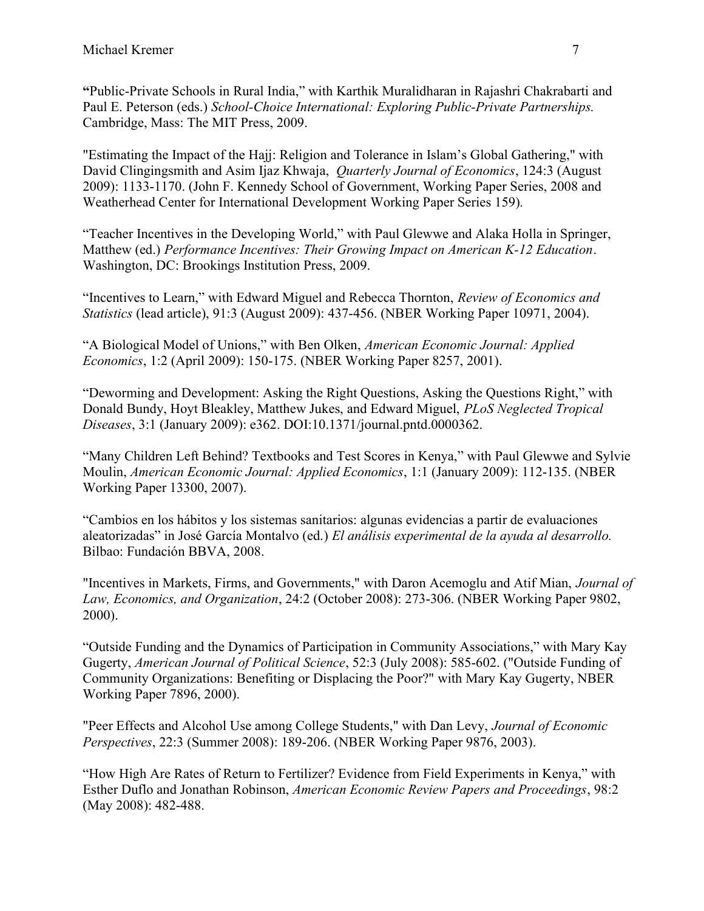**"**Public-Private Schools in Rural India," with Karthik Muralidharan in Rajashri Chakrabarti and Paul E. Peterson (eds.) *School-Choice International: Exploring Public-Private Partnerships.* Cambridge, Mass: The MIT Press, 2009.

"Estimating the Impact of the Hajj: Religion and Tolerance in Islam's Global Gathering," with David Clingingsmith and Asim Ijaz Khwaja, *Quarterly Journal of Economics*, 124:3 (August 2009): 1133-1170. (John F. Kennedy School of Government, Working Paper Series, 2008 and Weatherhead Center for International Development Working Paper Series 159).

"Teacher Incentives in the Developing World," with Paul Glewwe and Alaka Holla in Springer, Matthew (ed.) *Performance Incentives: Their Growing Impact on American K-12 Education*. Washington, DC: Brookings Institution Press, 2009.

"Incentives to Learn," with Edward Miguel and Rebecca Thornton, *Review of Economics and Statistics* (lead article), 91:3 (August 2009): 437-456. (NBER Working Paper 10971, 2004).

"A Biological Model of Unions," with Ben Olken, *American Economic Journal: Applied Economics*, 1:2 (April 2009): 150-175. (NBER Working Paper 8257, 2001).

"Deworming and Development: Asking the Right Questions, Asking the Questions Right," with Donald Bundy, Hoyt Bleakley, Matthew Jukes, and Edward Miguel, *PLoS Neglected Tropical Diseases*, 3:1 (January 2009): e362. DOI:10.1371/journal.pntd.0000362.

"Many Children Left Behind? Textbooks and Test Scores in Kenya," with Paul Glewwe and Sylvie Moulin, *American Economic Journal: Applied Economics*, 1:1 (January 2009): 112-135. (NBER Working Paper 13300, 2007).

"Cambios en los hábitos y los sistemas sanitarios: algunas evidencias a partir de evaluaciones aleatorizadas" in José García Montalvo (ed.) *El análisis experimental de la ayuda al desarrollo.* Bilbao: Fundación BBVA, 2008.

"Incentives in Markets, Firms, and Governments," with Daron Acemoglu and Atif Mian, *Journal of Law, Economics, and Organization*, 24:2 (October 2008): 273-306. (NBER Working Paper 9802, 2000).

"Outside Funding and the Dynamics of Participation in Community Associations," with Mary Kay Gugerty, *American Journal of Political Science*, 52:3 (July 2008): 585-602. ("Outside Funding of Community Organizations: Benefiting or Displacing the Poor?" with Mary Kay Gugerty, NBER Working Paper 7896, 2000).

"Peer Effects and Alcohol Use among College Students," with Dan Levy, *Journal of Economic Perspectives*, 22:3 (Summer 2008): 189-206. (NBER Working Paper 9876, 2003).

"How High Are Rates of Return to Fertilizer? Evidence from Field Experiments in Kenya," with Esther Duflo and Jonathan Robinson, *American Economic Review Papers and Proceedings*, 98:2 (May 2008): 482-488.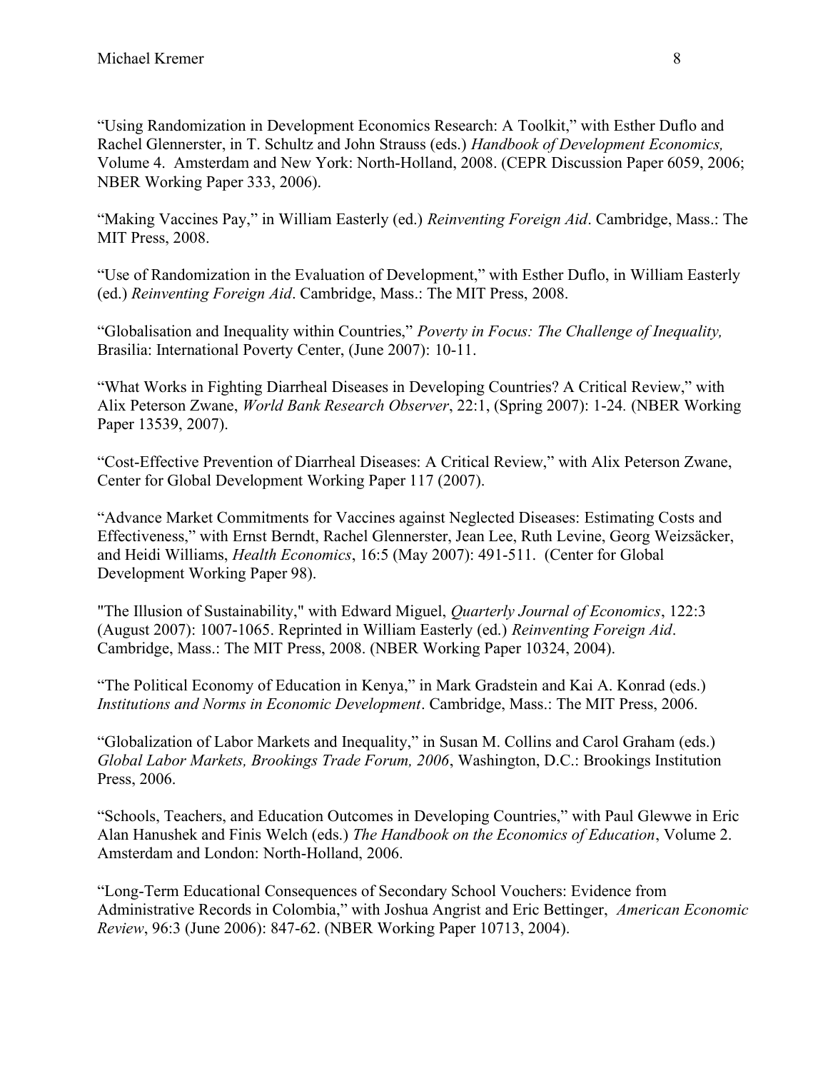"Using Randomization in Development Economics Research: A Toolkit," with Esther Duflo and Rachel Glennerster, in T. Schultz and John Strauss (eds.) *Handbook of Development Economics,* Volume 4. Amsterdam and New York: North-Holland, 2008. (CEPR Discussion Paper 6059, 2006; NBER Working Paper 333, 2006).

"Making Vaccines Pay," in William Easterly (ed.) *Reinventing Foreign Aid*. Cambridge, Mass.: The MIT Press, 2008.

"Use of Randomization in the Evaluation of Development," with Esther Duflo, in William Easterly (ed.) *Reinventing Foreign Aid*. Cambridge, Mass.: The MIT Press, 2008.

"Globalisation and Inequality within Countries," *Poverty in Focus: The Challenge of Inequality,* Brasilia: International Poverty Center, (June 2007): 10-11.

"What Works in Fighting Diarrheal Diseases in Developing Countries? A Critical Review," with Alix Peterson Zwane, *World Bank Research Observer*, 22:1, (Spring 2007): 1-24. (NBER Working Paper 13539, 2007).

"Cost-Effective Prevention of Diarrheal Diseases: A Critical Review," with Alix Peterson Zwane, Center for Global Development Working Paper 117 (2007).

"Advance Market Commitments for Vaccines against Neglected Diseases: Estimating Costs and Effectiveness," with Ernst Berndt, Rachel Glennerster, Jean Lee, Ruth Levine, Georg Weizsäcker, and Heidi Williams, *Health Economics*, 16:5 (May 2007): 491-511. (Center for Global Development Working Paper 98).

"The Illusion of Sustainability," with Edward Miguel, *Quarterly Journal of Economics*, 122:3 (August 2007): 1007-1065. Reprinted in William Easterly (ed.) *Reinventing Foreign Aid*. Cambridge, Mass.: The MIT Press, 2008. (NBER Working Paper 10324, 2004).

"The Political Economy of Education in Kenya," in Mark Gradstein and Kai A. Konrad (eds.) *Institutions and Norms in Economic Development*. Cambridge, Mass.: The MIT Press, 2006.

"Globalization of Labor Markets and Inequality," in Susan M. Collins and Carol Graham (eds.) *Global Labor Markets, Brookings Trade Forum, 2006*, Washington, D.C.: Brookings Institution Press, 2006.

"Schools, Teachers, and Education Outcomes in Developing Countries," with Paul Glewwe in Eric Alan Hanushek and Finis Welch (eds.) *The Handbook on the Economics of Education*, Volume 2. Amsterdam and London: North-Holland, 2006.

"Long-Term Educational Consequences of Secondary School Vouchers: Evidence from Administrative Records in Colombia," with Joshua Angrist and Eric Bettinger, *American Economic Review*, 96:3 (June 2006): 847-62. (NBER Working Paper 10713, 2004).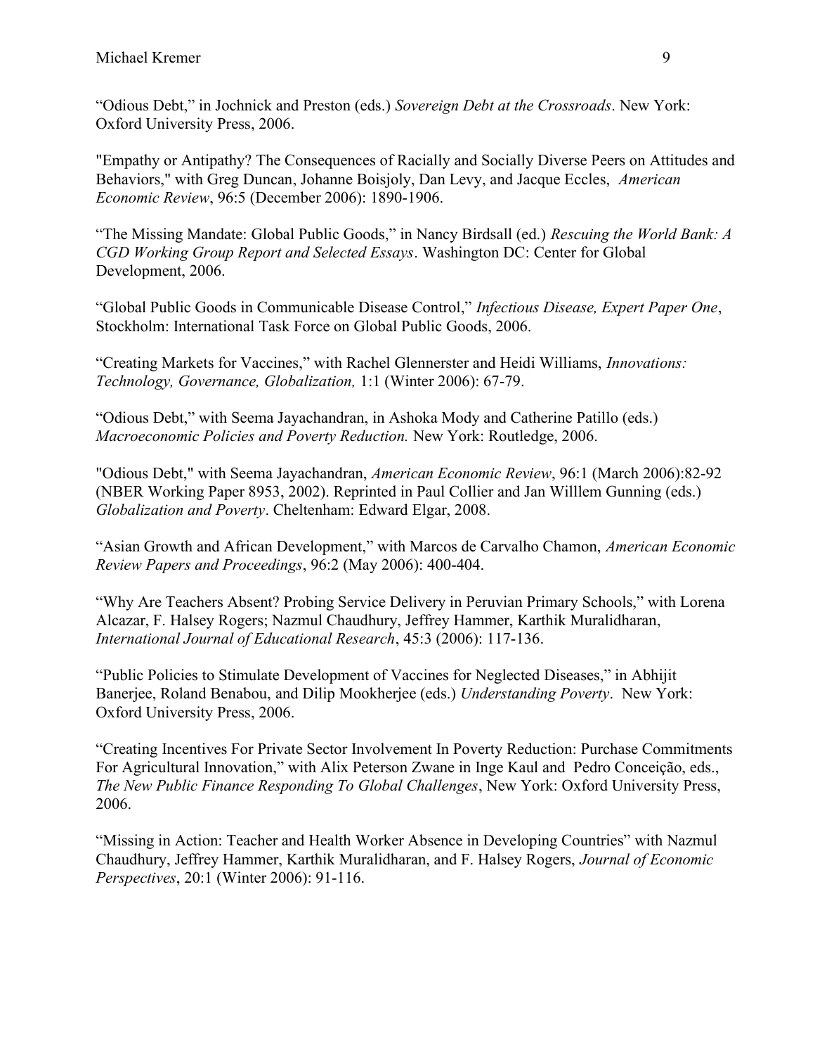"Odious Debt," in Jochnick and Preston (eds.) *Sovereign Debt at the Crossroads*. New York: Oxford University Press, 2006.

"Empathy or Antipathy? The Consequences of Racially and Socially Diverse Peers on Attitudes and Behaviors," with Greg Duncan, Johanne Boisjoly, Dan Levy, and Jacque Eccles, *American Economic Review*, 96:5 (December 2006): 1890-1906.

"The Missing Mandate: Global Public Goods," in Nancy Birdsall (ed.) *Rescuing the World Bank: A CGD Working Group Report and Selected Essays*. Washington DC: Center for Global Development, 2006.

"Global Public Goods in Communicable Disease Control," *Infectious Disease, Expert Paper One*, Stockholm: International Task Force on Global Public Goods, 2006.

"Creating Markets for Vaccines," with Rachel Glennerster and Heidi Williams, *Innovations: Technology, Governance, Globalization,* 1:1 (Winter 2006): 67-79.

"Odious Debt," with Seema Jayachandran, in Ashoka Mody and Catherine Patillo (eds.) *Macroeconomic Policies and Poverty Reduction.* New York: Routledge, 2006.

"Odious Debt," with Seema Jayachandran, *American Economic Review*, 96:1 (March 2006):82-92 (NBER Working Paper 8953, 2002). Reprinted in Paul Collier and Jan Willlem Gunning (eds.) *Globalization and Poverty*. Cheltenham: Edward Elgar, 2008.

"Asian Growth and African Development," with Marcos de Carvalho Chamon, *American Economic Review Papers and Proceedings*, 96:2 (May 2006): 400-404.

"Why Are Teachers Absent? Probing Service Delivery in Peruvian Primary Schools," with Lorena Alcazar, F. Halsey Rogers; Nazmul Chaudhury, Jeffrey Hammer, Karthik Muralidharan, *International Journal of Educational Research*, 45:3 (2006): 117-136.

"Public Policies to Stimulate Development of Vaccines for Neglected Diseases," in Abhijit Banerjee, Roland Benabou, and Dilip Mookherjee (eds.) *Understanding Poverty*. New York: Oxford University Press, 2006.

"Creating Incentives For Private Sector Involvement In Poverty Reduction: Purchase Commitments For Agricultural Innovation," with Alix Peterson Zwane in Inge Kaul and Pedro Conceição, eds., *The New Public Finance Responding To Global Challenges*, New York: Oxford University Press, 2006.

"Missing in Action: Teacher and Health Worker Absence in Developing Countries" with Nazmul Chaudhury, Jeffrey Hammer, Karthik Muralidharan, and F. Halsey Rogers, *Journal of Economic Perspectives*, 20:1 (Winter 2006): 91-116.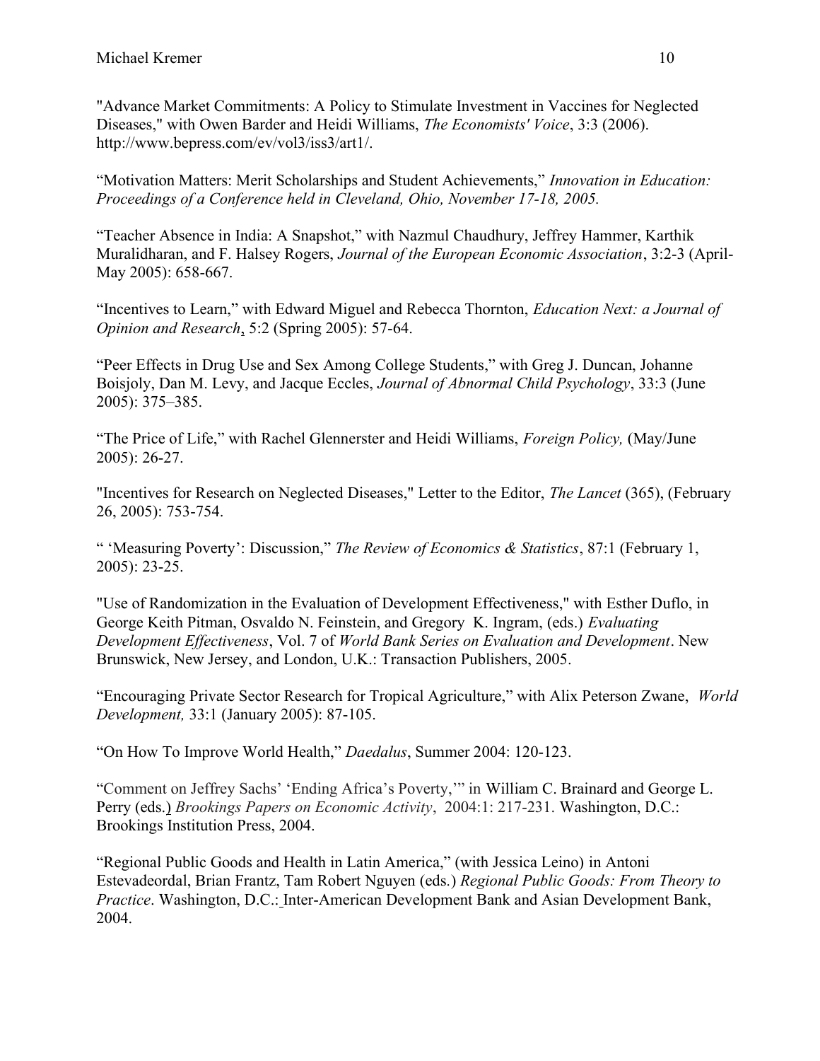"Advance Market Commitments: A Policy to Stimulate Investment in Vaccines for Neglected Diseases," with Owen Barder and Heidi Williams, *The Economists' Voice*, 3:3 (2006). http://www.bepress.com/ev/vol3/iss3/art1/.

"Motivation Matters: Merit Scholarships and Student Achievements," *Innovation in Education: Proceedings of a Conference held in Cleveland, Ohio, November 17-18, 2005.*

"Teacher Absence in India: A Snapshot," with Nazmul Chaudhury, Jeffrey Hammer, Karthik Muralidharan, and F. Halsey Rogers, *Journal of the European Economic Association*, 3:2-3 (April-May 2005): 658-667.

"Incentives to Learn," with Edward Miguel and Rebecca Thornton, *Education Next: a Journal of Opinion and Research*, 5:2 (Spring 2005): 57-64.

"Peer Effects in Drug Use and Sex Among College Students," with Greg J. Duncan, Johanne Boisjoly, Dan M. Levy, and Jacque Eccles, *Journal of Abnormal Child Psychology*, 33:3 (June 2005): 375–385.

"The Price of Life," with Rachel Glennerster and Heidi Williams, *Foreign Policy,* (May/June 2005): 26-27.

"Incentives for Research on Neglected Diseases," Letter to the Editor, *The Lancet* (365), (February 26, 2005): 753-754.

" 'Measuring Poverty': Discussion," *The Review of Economics & Statistics*, 87:1 (February 1, 2005): 23-25.

"Use of Randomization in the Evaluation of Development Effectiveness," with Esther Duflo, in George Keith Pitman, Osvaldo N. Feinstein, and Gregory K. Ingram, (eds.) *Evaluating Development Effectiveness*, Vol. 7 of *World Bank Series on Evaluation and Development*. New Brunswick, New Jersey, and London, U.K.: Transaction Publishers, 2005.

"Encouraging Private Sector Research for Tropical Agriculture," with Alix Peterson Zwane, *World Development,* 33:1 (January 2005): 87-105.

"On How To Improve World Health," *Daedalus*, Summer 2004: 120-123.

"Comment on Jeffrey Sachs' 'Ending Africa's Poverty,'" in William C. Brainard and George L. Perry (eds.) *Brookings Papers on Economic Activity*, 2004:1: 217-231. Washington, D.C.: Brookings Institution Press, 2004.

"Regional Public Goods and Health in Latin America," (with Jessica Leino) in Antoni Estevadeordal, Brian Frantz, Tam Robert Nguyen (eds.) *Regional Public Goods: From Theory to Practice*. Washington, D.C.: Inter-American Development Bank and Asian Development Bank, 2004.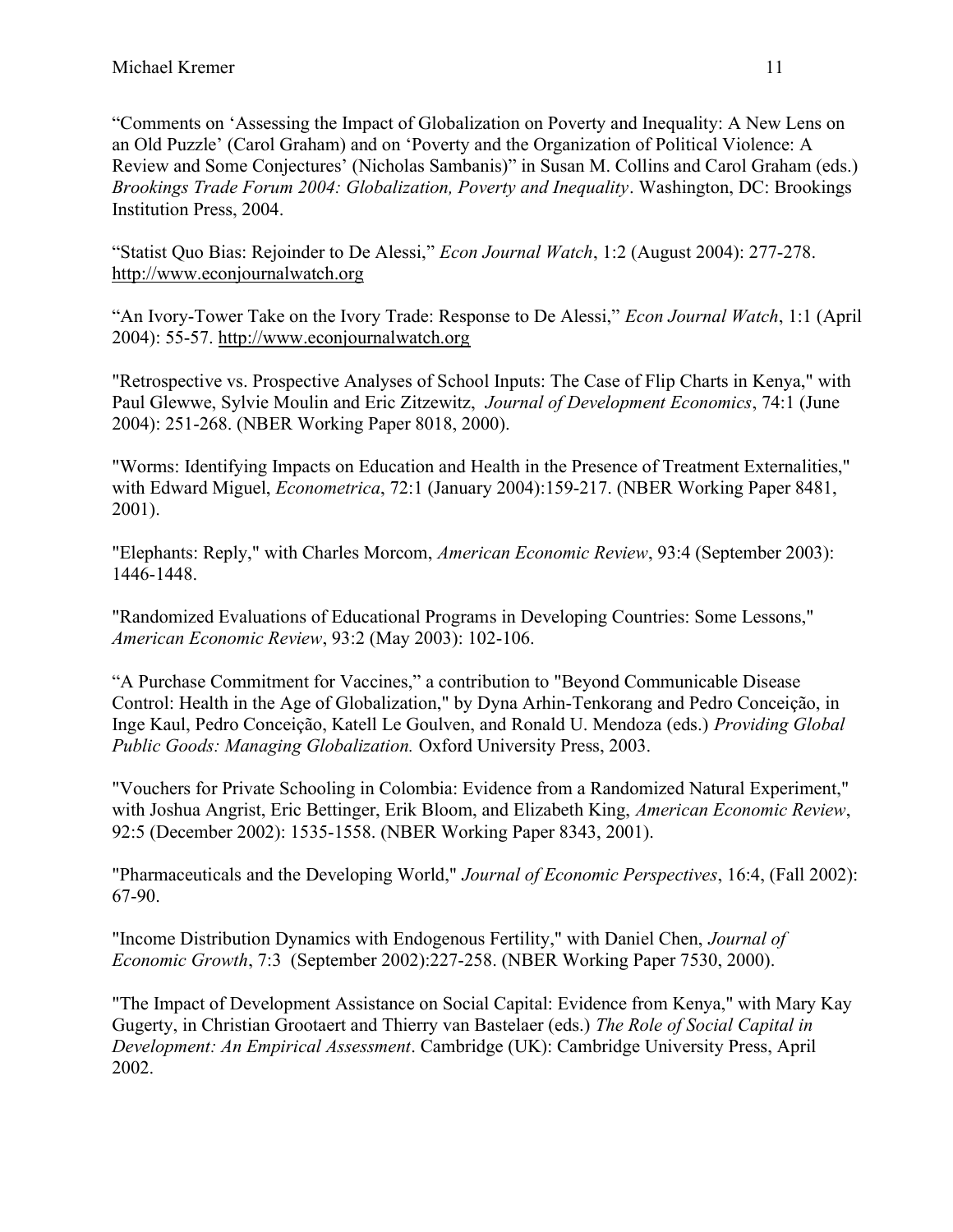“Comments on ‘Assessing the Impact of Globalization on Poverty and Inequality: A New Lens on an Old Puzzle’ (Carol Graham) and on ‘Poverty and the Organization of Political Violence: A Review and Some Conjectures’ (Nicholas Sambanis)” in Susan M. Collins and Carol Graham (eds.) *Brookings Trade Forum 2004: Globalization, Poverty and Inequality*. Washington, DC: Brookings Institution Press, 2004.

“Statist Quo Bias: Rejoinder to De Alessi,” *Econ Journal Watch*, 1:2 (August 2004): 277-278. http://www.econjournalwatch.org

“An Ivory-Tower Take on the Ivory Trade: Response to De Alessi,” *Econ Journal Watch*, 1:1 (April 2004): 55-57. http://www.econjournalwatch.org

"Retrospective vs. Prospective Analyses of School Inputs: The Case of Flip Charts in Kenya," with Paul Glewwe, Sylvie Moulin and Eric Zitzewitz, *Journal of Development Economics*, 74:1 (June 2004): 251-268. (NBER Working Paper 8018, 2000).

"Worms: Identifying Impacts on Education and Health in the Presence of Treatment Externalities," with Edward Miguel, *Econometrica*, 72:1 (January 2004):159-217. (NBER Working Paper 8481, 2001).

"Elephants: Reply," with Charles Morcom, *American Economic Review*, 93:4 (September 2003): 1446-1448.

"Randomized Evaluations of Educational Programs in Developing Countries: Some Lessons," *American Economic Review*, 93:2 (May 2003): 102-106.

“A Purchase Commitment for Vaccines,” a contribution to "Beyond Communicable Disease Control: Health in the Age of Globalization," by Dyna Arhin-Tenkorang and Pedro Conceição, in Inge Kaul, Pedro Conceição, Katell Le Goulven, and Ronald U. Mendoza (eds.) *Providing Global Public Goods: Managing Globalization.* Oxford University Press, 2003.

"Vouchers for Private Schooling in Colombia: Evidence from a Randomized Natural Experiment," with Joshua Angrist, Eric Bettinger, Erik Bloom, and Elizabeth King, *American Economic Review*, 92:5 (December 2002): 1535-1558. (NBER Working Paper 8343, 2001).

"Pharmaceuticals and the Developing World," *Journal of Economic Perspectives*, 16:4, (Fall 2002): 67-90.

"Income Distribution Dynamics with Endogenous Fertility," with Daniel Chen, *Journal of Economic Growth*, 7:3 (September 2002):227-258. (NBER Working Paper 7530, 2000).

"The Impact of Development Assistance on Social Capital: Evidence from Kenya," with Mary Kay Gugerty, in Christian Grootaert and Thierry van Bastelaer (eds.) *The Role of Social Capital in Development: An Empirical Assessment*. Cambridge (UK): Cambridge University Press, April 2002.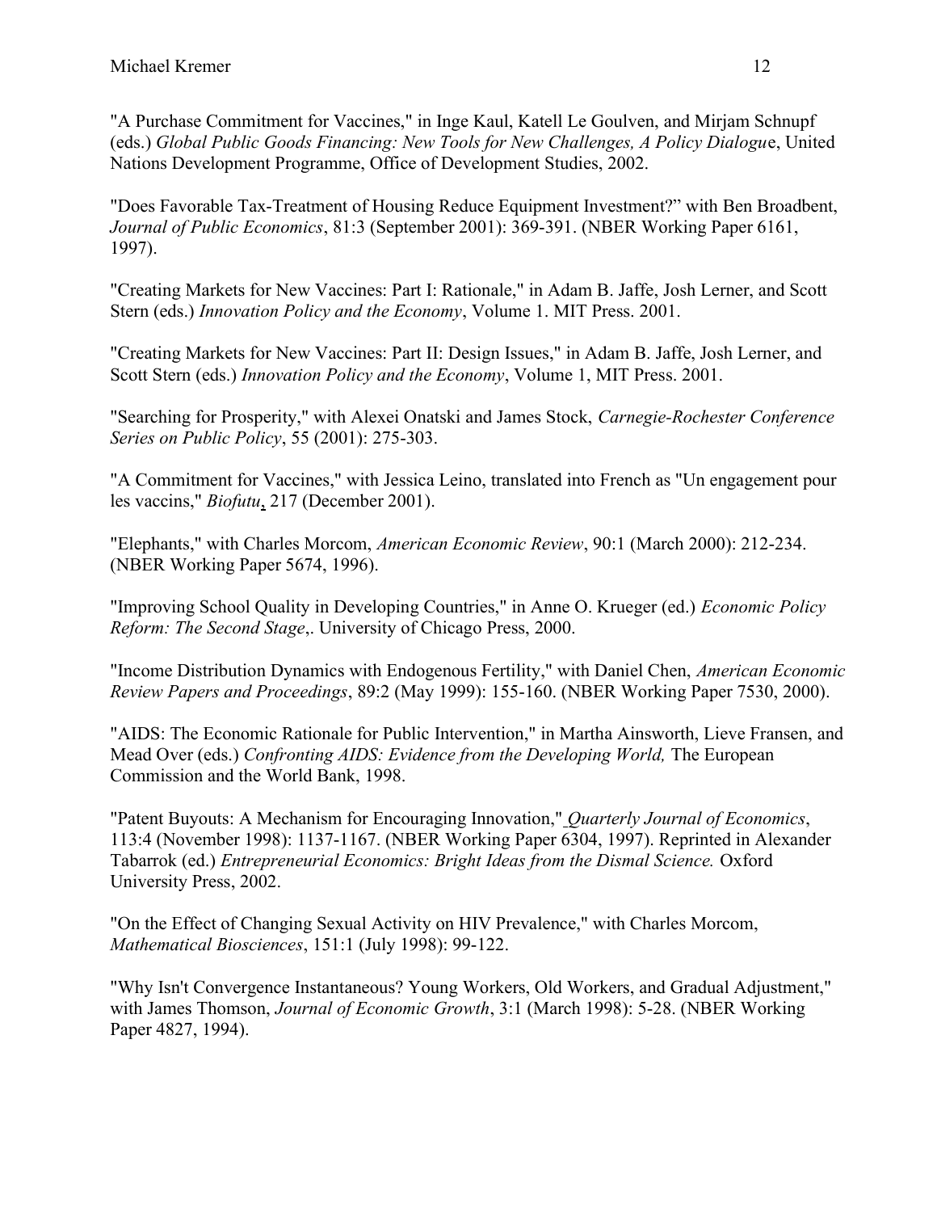"A Purchase Commitment for Vaccines," in Inge Kaul, Katell Le Goulven, and Mirjam Schnupf (eds.) *Global Public Goods Financing: New Tools for New Challenges, A Policy Dialogue*, United Nations Development Programme, Office of Development Studies, 2002.

"Does Favorable Tax-Treatment of Housing Reduce Equipment Investment?" with Ben Broadbent, *Journal of Public Economics*, 81:3 (September 2001): 369-391. (NBER Working Paper 6161, 1997).

"Creating Markets for New Vaccines: Part I: Rationale," in Adam B. Jaffe, Josh Lerner, and Scott Stern (eds.) *Innovation Policy and the Economy*, Volume 1. MIT Press. 2001.

"Creating Markets for New Vaccines: Part II: Design Issues," in Adam B. Jaffe, Josh Lerner, and Scott Stern (eds.) *Innovation Policy and the Economy*, Volume 1, MIT Press. 2001.

"Searching for Prosperity," with Alexei Onatski and James Stock, *Carnegie-Rochester Conference Series on Public Policy*, 55 (2001): 275-303.

"A Commitment for Vaccines," with Jessica Leino, translated into French as "Un engagement pour les vaccins," *Biofutu*, 217 (December 2001).

"Elephants," with Charles Morcom, *American Economic Review*, 90:1 (March 2000): 212-234. (NBER Working Paper 5674, 1996).

"Improving School Quality in Developing Countries," in Anne O. Krueger (ed.) *Economic Policy Reform: The Second Stage*,. University of Chicago Press, 2000.

"Income Distribution Dynamics with Endogenous Fertility," with Daniel Chen, *American Economic Review Papers and Proceedings*, 89:2 (May 1999): 155-160. (NBER Working Paper 7530, 2000).

"AIDS: The Economic Rationale for Public Intervention," in Martha Ainsworth, Lieve Fransen, and Mead Over (eds.) *Confronting AIDS: Evidence from the Developing World,* The European Commission and the World Bank, 1998.

"Patent Buyouts: A Mechanism for Encouraging Innovation," *Quarterly Journal of Economics*, 113:4 (November 1998): 1137-1167. (NBER Working Paper 6304, 1997). Reprinted in Alexander Tabarrok (ed.) *Entrepreneurial Economics: Bright Ideas from the Dismal Science.* Oxford University Press, 2002.

"On the Effect of Changing Sexual Activity on HIV Prevalence," with Charles Morcom, *Mathematical Biosciences*, 151:1 (July 1998): 99-122.

"Why Isn't Convergence Instantaneous? Young Workers, Old Workers, and Gradual Adjustment," with James Thomson, *Journal of Economic Growth*, 3:1 (March 1998): 5-28. (NBER Working Paper 4827, 1994).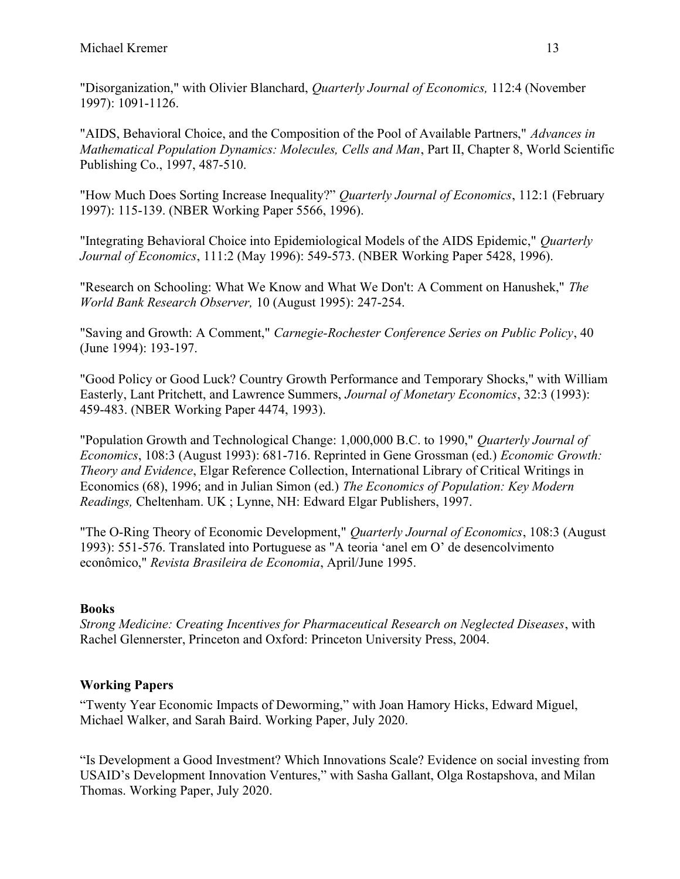"Disorganization," with Olivier Blanchard, *Quarterly Journal of Economics,* 112:4 (November 1997): 1091-1126.

"AIDS, Behavioral Choice, and the Composition of the Pool of Available Partners," *Advances in Mathematical Population Dynamics: Molecules, Cells and Man*, Part II, Chapter 8, World Scientific Publishing Co., 1997, 487-510.

"How Much Does Sorting Increase Inequality?" *Quarterly Journal of Economics*, 112:1 (February 1997): 115-139. (NBER Working Paper 5566, 1996).

"Integrating Behavioral Choice into Epidemiological Models of the AIDS Epidemic," *Quarterly Journal of Economics*, 111:2 (May 1996): 549-573. (NBER Working Paper 5428, 1996).

"Research on Schooling: What We Know and What We Don't: A Comment on Hanushek," *The World Bank Research Observer,* 10 (August 1995): 247-254.

"Saving and Growth: A Comment," *Carnegie-Rochester Conference Series on Public Policy*, 40 (June 1994): 193-197.

"Good Policy or Good Luck? Country Growth Performance and Temporary Shocks," with William Easterly, Lant Pritchett, and Lawrence Summers, *Journal of Monetary Economics*, 32:3 (1993): 459-483. (NBER Working Paper 4474, 1993).

"Population Growth and Technological Change: 1,000,000 B.C. to 1990," *Quarterly Journal of Economics*, 108:3 (August 1993): 681-716. Reprinted in Gene Grossman (ed.) *Economic Growth: Theory and Evidence*, Elgar Reference Collection, International Library of Critical Writings in Economics (68), 1996; and in Julian Simon (ed.) *The Economics of Population: Key Modern Readings,* Cheltenham. UK ; Lynne, NH: Edward Elgar Publishers, 1997.

"The O-Ring Theory of Economic Development," *Quarterly Journal of Economics*, 108:3 (August 1993): 551-576. Translated into Portuguese as "A teoria 'anel em O' de desencolvimento econômico," *Revista Brasileira de Economia*, April/June 1995.

**Books**

*Strong Medicine: Creating Incentives for Pharmaceutical Research on Neglected Diseases*, with Rachel Glennerster, Princeton and Oxford: Princeton University Press, 2004.

**Working Papers**

"Twenty Year Economic Impacts of Deworming," with Joan Hamory Hicks, Edward Miguel, Michael Walker, and Sarah Baird. Working Paper, July 2020.

"Is Development a Good Investment? Which Innovations Scale? Evidence on social investing from USAID's Development Innovation Ventures," with Sasha Gallant, Olga Rostapshova, and Milan Thomas. Working Paper, July 2020.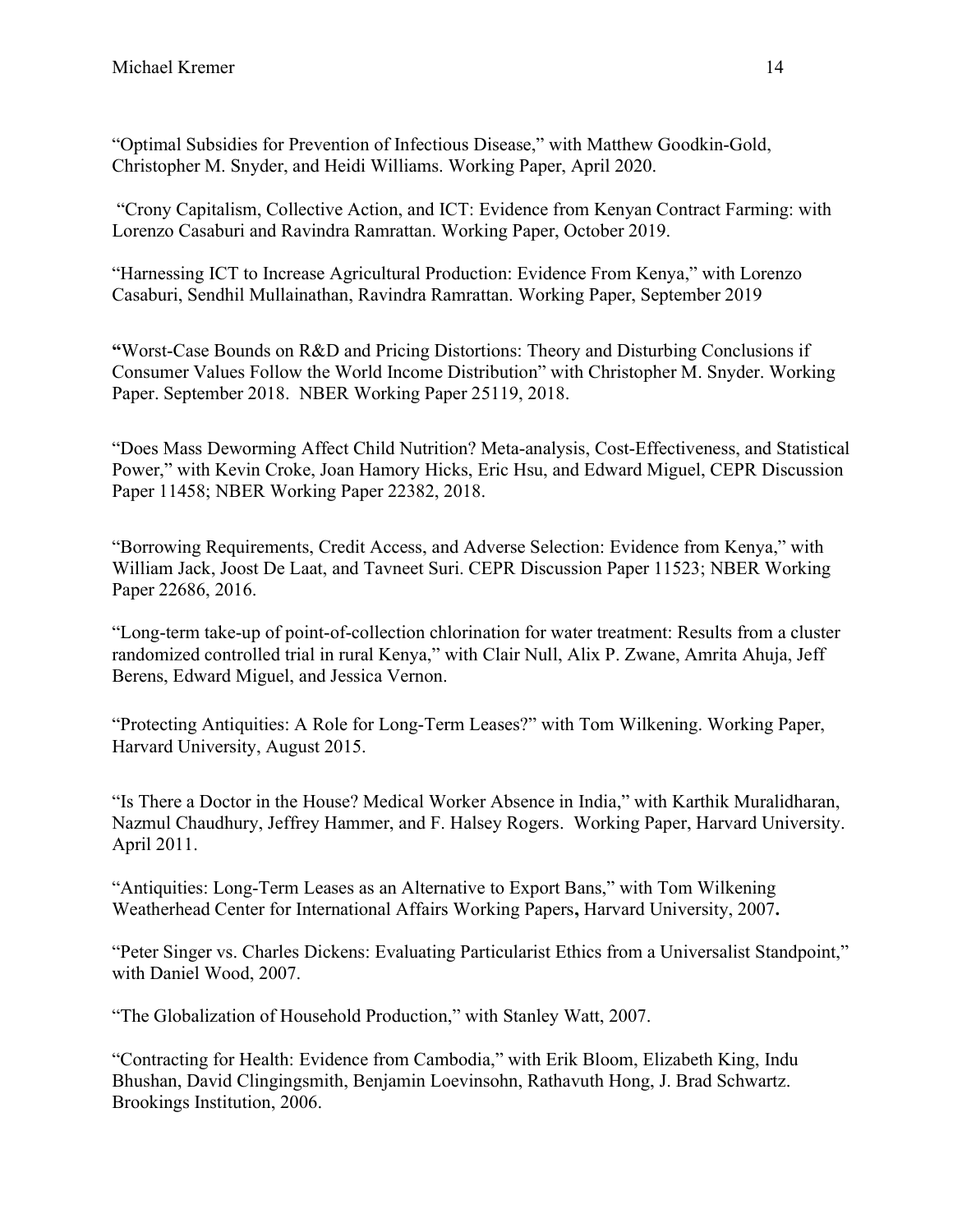"Optimal Subsidies for Prevention of Infectious Disease," with Matthew Goodkin-Gold, Christopher M. Snyder, and Heidi Williams. Working Paper, April 2020.

"Crony Capitalism, Collective Action, and ICT: Evidence from Kenyan Contract Farming: with Lorenzo Casaburi and Ravindra Ramrattan. Working Paper, October 2019.

"Harnessing ICT to Increase Agricultural Production: Evidence From Kenya," with Lorenzo Casaburi, Sendhil Mullainathan, Ravindra Ramrattan. Working Paper, September 2019

**"**Worst-Case Bounds on R&D and Pricing Distortions: Theory and Disturbing Conclusions if Consumer Values Follow the World Income Distribution" with Christopher M. Snyder. Working Paper. September 2018. NBER Working Paper 25119, 2018.

"Does Mass Deworming Affect Child Nutrition? Meta-analysis, Cost-Effectiveness, and Statistical Power," with Kevin Croke, Joan Hamory Hicks, Eric Hsu, and Edward Miguel, CEPR Discussion Paper 11458; NBER Working Paper 22382, 2018.

"Borrowing Requirements, Credit Access, and Adverse Selection: Evidence from Kenya," with William Jack, Joost De Laat, and Tavneet Suri. CEPR Discussion Paper 11523; NBER Working Paper 22686, 2016.

"Long-term take-up of point-of-collection chlorination for water treatment: Results from a cluster randomized controlled trial in rural Kenya," with Clair Null, Alix P. Zwane, Amrita Ahuja, Jeff Berens, Edward Miguel, and Jessica Vernon.

"Protecting Antiquities: A Role for Long-Term Leases?" with Tom Wilkening. Working Paper, Harvard University, August 2015.

"Is There a Doctor in the House? Medical Worker Absence in India," with Karthik Muralidharan, Nazmul Chaudhury, Jeffrey Hammer, and F. Halsey Rogers. Working Paper, Harvard University. April 2011.

"Antiquities: Long-Term Leases as an Alternative to Export Bans," with Tom Wilkening Weatherhead Center for International Affairs Working Papers**,** Harvard University, 2007**.**

"Peter Singer vs. Charles Dickens: Evaluating Particularist Ethics from a Universalist Standpoint," with Daniel Wood, 2007.

"The Globalization of Household Production," with Stanley Watt, 2007.

"Contracting for Health: Evidence from Cambodia," with Erik Bloom, Elizabeth King, Indu Bhushan, David Clingingsmith, Benjamin Loevinsohn, Rathavuth Hong, J. Brad Schwartz. Brookings Institution, 2006.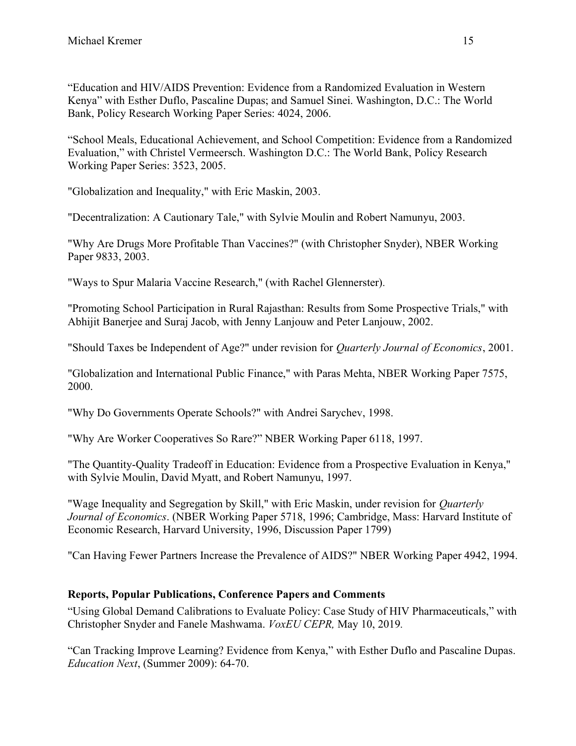"Education and HIV/AIDS Prevention: Evidence from a Randomized Evaluation in Western Kenya" with Esther Duflo, Pascaline Dupas; and Samuel Sinei. Washington, D.C.: The World Bank, Policy Research Working Paper Series: 4024, 2006.

"School Meals, Educational Achievement, and School Competition: Evidence from a Randomized Evaluation," with Christel Vermeersch. Washington D.C.: The World Bank, Policy Research Working Paper Series: 3523, 2005.

"Globalization and Inequality," with Eric Maskin, 2003.

"Decentralization: A Cautionary Tale," with Sylvie Moulin and Robert Namunyu, 2003.

"Why Are Drugs More Profitable Than Vaccines?" (with Christopher Snyder), NBER Working Paper 9833, 2003.

"Ways to Spur Malaria Vaccine Research," (with Rachel Glennerster).

"Promoting School Participation in Rural Rajasthan: Results from Some Prospective Trials," with Abhijit Banerjee and Suraj Jacob, with Jenny Lanjouw and Peter Lanjouw, 2002.

"Should Taxes be Independent of Age?" under revision for *Quarterly Journal of Economics*, 2001.

"Globalization and International Public Finance," with Paras Mehta, NBER Working Paper 7575, 2000.

"Why Do Governments Operate Schools?" with Andrei Sarychev, 1998.

"Why Are Worker Cooperatives So Rare?" NBER Working Paper 6118, 1997.

"The Quantity-Quality Tradeoff in Education: Evidence from a Prospective Evaluation in Kenya," with Sylvie Moulin, David Myatt, and Robert Namunyu, 1997.

"Wage Inequality and Segregation by Skill," with Eric Maskin, under revision for *Quarterly Journal of Economics*. (NBER Working Paper 5718, 1996; Cambridge, Mass: Harvard Institute of Economic Research, Harvard University, 1996, Discussion Paper 1799)

"Can Having Fewer Partners Increase the Prevalence of AIDS?" NBER Working Paper 4942, 1994.

## Reports, Popular Publications, Conference Papers and Comments

"Using Global Demand Calibrations to Evaluate Policy: Case Study of HIV Pharmaceuticals," with Christopher Snyder and Fanele Mashwama. *VoxEU CEPR,* May 10, 2019.

"Can Tracking Improve Learning? Evidence from Kenya," with Esther Duflo and Pascaline Dupas. *Education Next*, (Summer 2009): 64-70.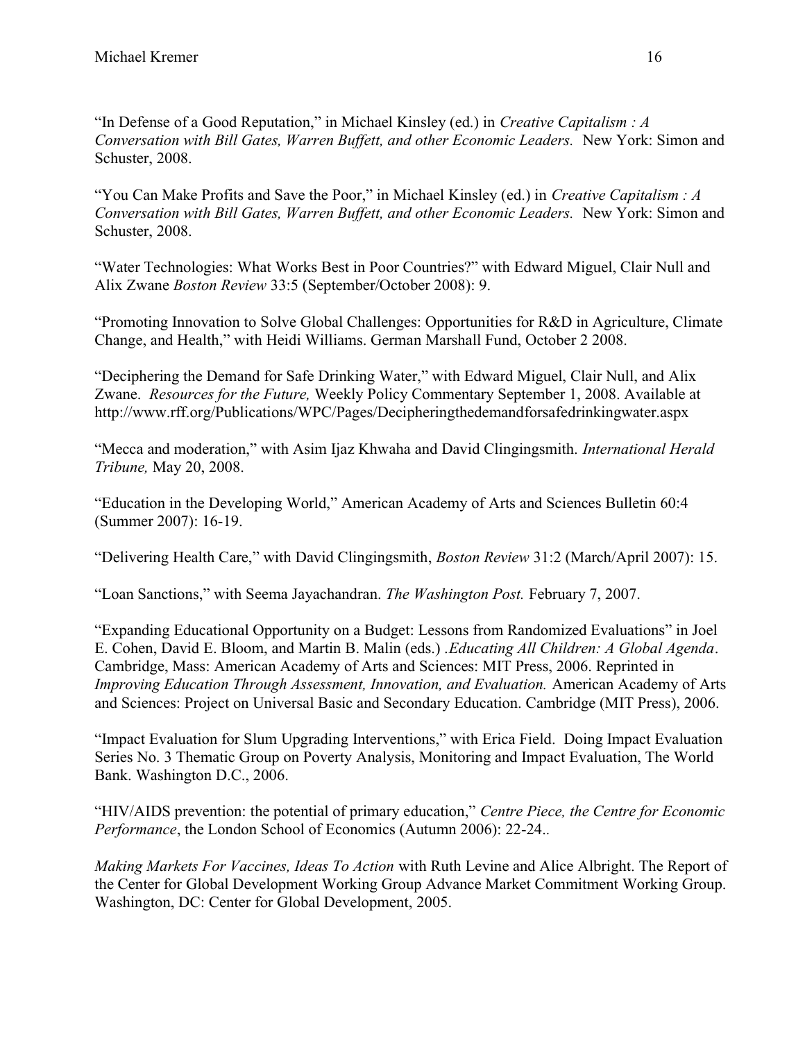"In Defense of a Good Reputation," in Michael Kinsley (ed.) in *Creative Capitalism : A Conversation with Bill Gates, Warren Buffett, and other Economic Leaders.* New York: Simon and Schuster, 2008.

"You Can Make Profits and Save the Poor," in Michael Kinsley (ed.) in *Creative Capitalism : A Conversation with Bill Gates, Warren Buffett, and other Economic Leaders.* New York: Simon and Schuster, 2008.

"Water Technologies: What Works Best in Poor Countries?" with Edward Miguel, Clair Null and Alix Zwane *Boston Review* 33:5 (September/October 2008): 9.

"Promoting Innovation to Solve Global Challenges: Opportunities for R&D in Agriculture, Climate Change, and Health," with Heidi Williams. German Marshall Fund, October 2 2008.

"Deciphering the Demand for Safe Drinking Water," with Edward Miguel, Clair Null, and Alix Zwane. *Resources for the Future,* Weekly Policy Commentary September 1, 2008. Available at http://www.rff.org/Publications/WPC/Pages/Decipheringthedemandforsafedrinkingwater.aspx

"Mecca and moderation," with Asim Ijaz Khwaha and David Clingingsmith. *International Herald Tribune,* May 20, 2008.

"Education in the Developing World," American Academy of Arts and Sciences Bulletin 60:4 (Summer 2007): 16-19.

"Delivering Health Care," with David Clingingsmith, *Boston Review* 31:2 (March/April 2007): 15.

"Loan Sanctions," with Seema Jayachandran. *The Washington Post.* February 7, 2007.

"Expanding Educational Opportunity on a Budget: Lessons from Randomized Evaluations" in Joel E. Cohen, David E. Bloom, and Martin B. Malin (eds.) .*Educating All Children: A Global Agenda*. Cambridge, Mass: American Academy of Arts and Sciences: MIT Press, 2006. Reprinted in *Improving Education Through Assessment, Innovation, and Evaluation.* American Academy of Arts and Sciences: Project on Universal Basic and Secondary Education. Cambridge (MIT Press), 2006.

"Impact Evaluation for Slum Upgrading Interventions," with Erica Field. Doing Impact Evaluation Series No. 3 Thematic Group on Poverty Analysis, Monitoring and Impact Evaluation, The World Bank. Washington D.C., 2006.

"HIV/AIDS prevention: the potential of primary education," *Centre Piece, the Centre for Economic Performance*, the London School of Economics (Autumn 2006): 22-24..

*Making Markets For Vaccines, Ideas To Action* with Ruth Levine and Alice Albright. The Report of the Center for Global Development Working Group Advance Market Commitment Working Group. Washington, DC: Center for Global Development, 2005.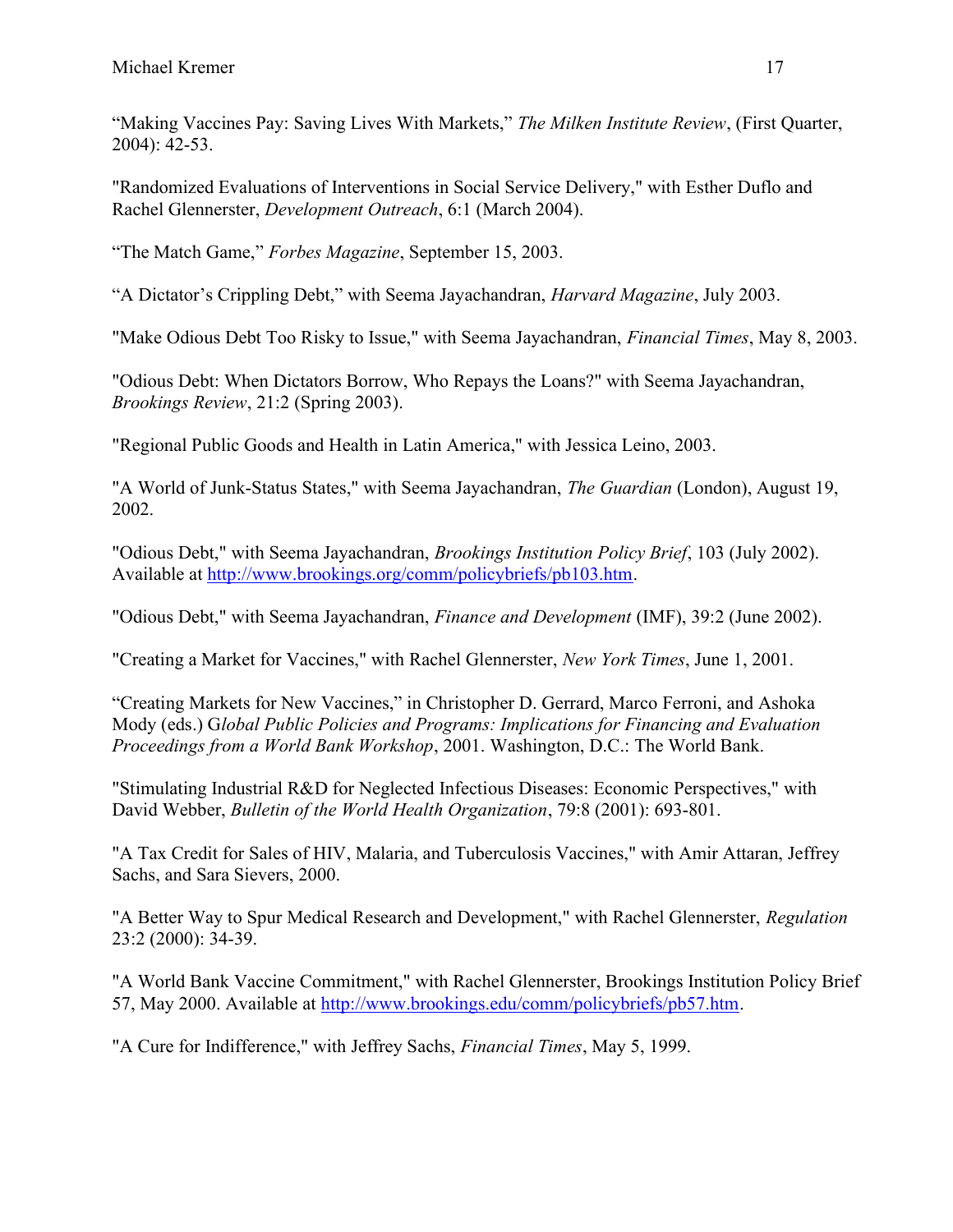“Making Vaccines Pay: Saving Lives With Markets,” *The Milken Institute Review*, (First Quarter, 2004): 42-53.

"Randomized Evaluations of Interventions in Social Service Delivery," with Esther Duflo and Rachel Glennerster, *Development Outreach*, 6:1 (March 2004).

“The Match Game,” *Forbes Magazine*, September 15, 2003.

“A Dictator’s Crippling Debt,” with Seema Jayachandran, *Harvard Magazine*, July 2003.

"Make Odious Debt Too Risky to Issue," with Seema Jayachandran, *Financial Times*, May 8, 2003.

"Odious Debt: When Dictators Borrow, Who Repays the Loans?" with Seema Jayachandran, *Brookings Review*, 21:2 (Spring 2003).

"Regional Public Goods and Health in Latin America," with Jessica Leino, 2003.

"A World of Junk-Status States," with Seema Jayachandran, *The Guardian* (London), August 19, 2002.

"Odious Debt," with Seema Jayachandran, *Brookings Institution Policy Brief*, 103 (July 2002). Available at http://www.brookings.org/comm/policybriefs/pb103.htm.

"Odious Debt," with Seema Jayachandran, *Finance and Development* (IMF), 39:2 (June 2002).

"Creating a Market for Vaccines," with Rachel Glennerster, *New York Times*, June 1, 2001.

“Creating Markets for New Vaccines,” in Christopher D. Gerrard, Marco Ferroni, and Ashoka Mody (eds.) G*lobal Public Policies and Programs: Implications for Financing and Evaluation Proceedings from a World Bank Workshop*, 2001. Washington, D.C.: The World Bank.

"Stimulating Industrial R&D for Neglected Infectious Diseases: Economic Perspectives," with David Webber, *Bulletin of the World Health Organization*, 79:8 (2001): 693-801.

"A Tax Credit for Sales of HIV, Malaria, and Tuberculosis Vaccines," with Amir Attaran, Jeffrey Sachs, and Sara Sievers, 2000.

"A Better Way to Spur Medical Research and Development," with Rachel Glennerster, *Regulation* 23:2 (2000): 34-39.

"A World Bank Vaccine Commitment," with Rachel Glennerster, Brookings Institution Policy Brief 57, May 2000. Available at http://www.brookings.edu/comm/policybriefs/pb57.htm.

"A Cure for Indifference," with Jeffrey Sachs, *Financial Times*, May 5, 1999.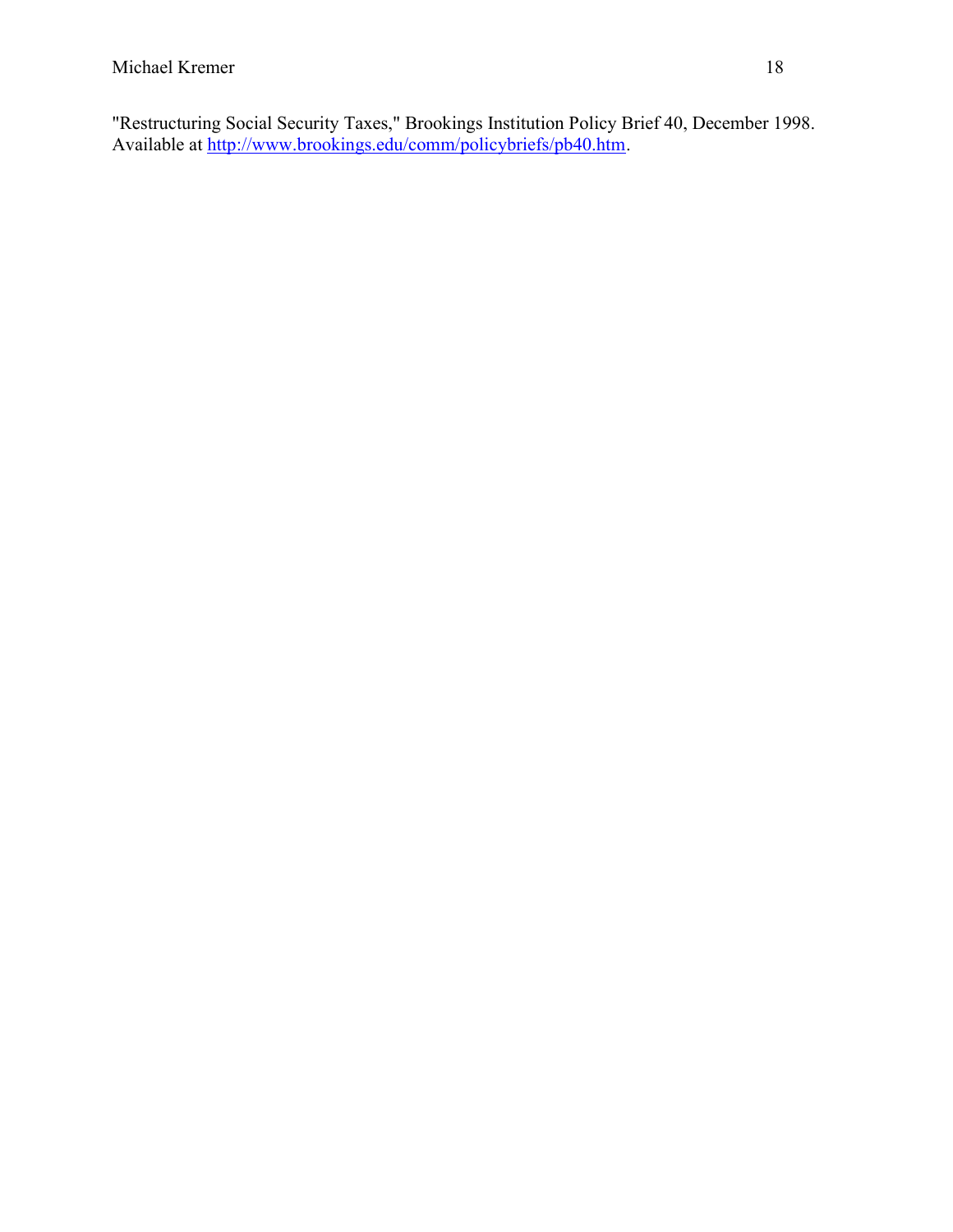"Restructuring Social Security Taxes," Brookings Institution Policy Brief 40, December 1998. Available at [http://www.brookings.edu/comm/policybriefs/pb40.htm](http://www.brookings.edu/comm/policybriefs/pb40.htm).